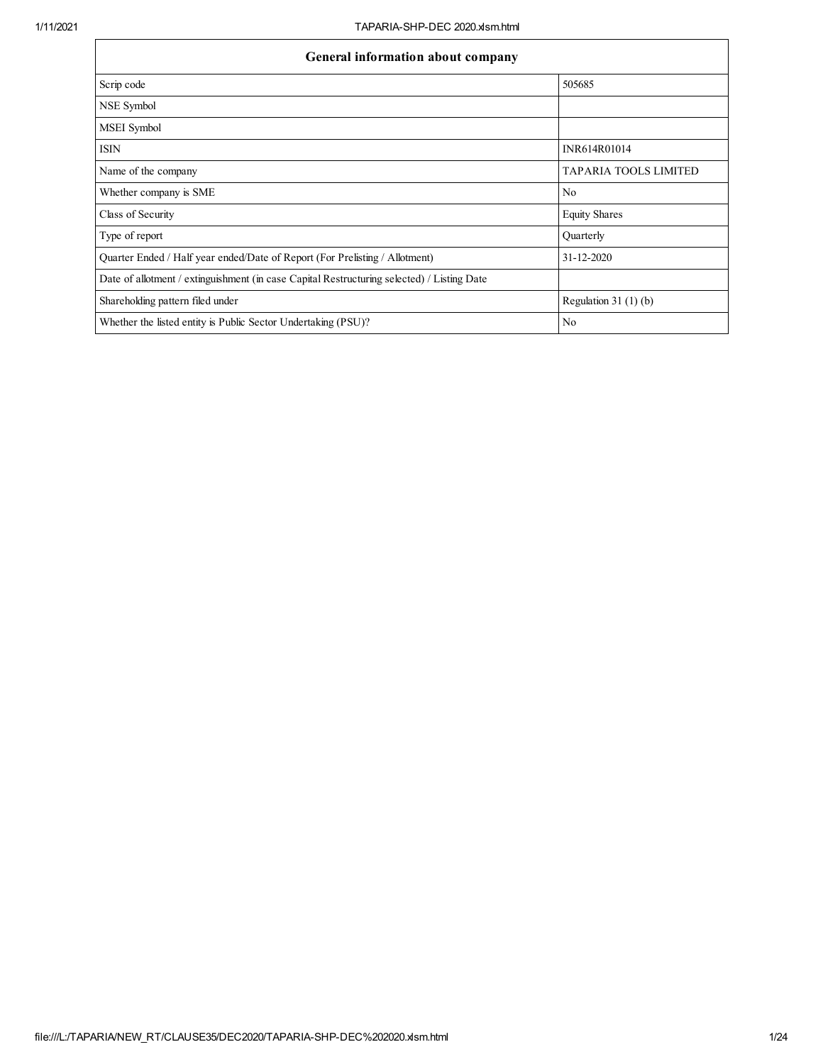| General information about company | |
|---|---|
| Scrip code | 505685 |
| NSE Symbol | |
| MSEI Symbol | |
| ISIN | INR614R01014 |
| Name of the company | TAPARIA TOOLS LIMITED |
| Whether company is SME | No |
| Class of Security | Equity Shares |
| Type of report | Quarterly |
| Quarter Ended / Half year ended/Date of Report (For Prelisting / Allotment) | 31-12-2020 |
| Date of allotment / extinguishment (in case Capital Restructuring selected) / Listing Date | |
| Shareholding pattern filed under | Regulation 31 (1) (b) |
| Whether the listed entity is Public Sector Undertaking (PSU)? | No |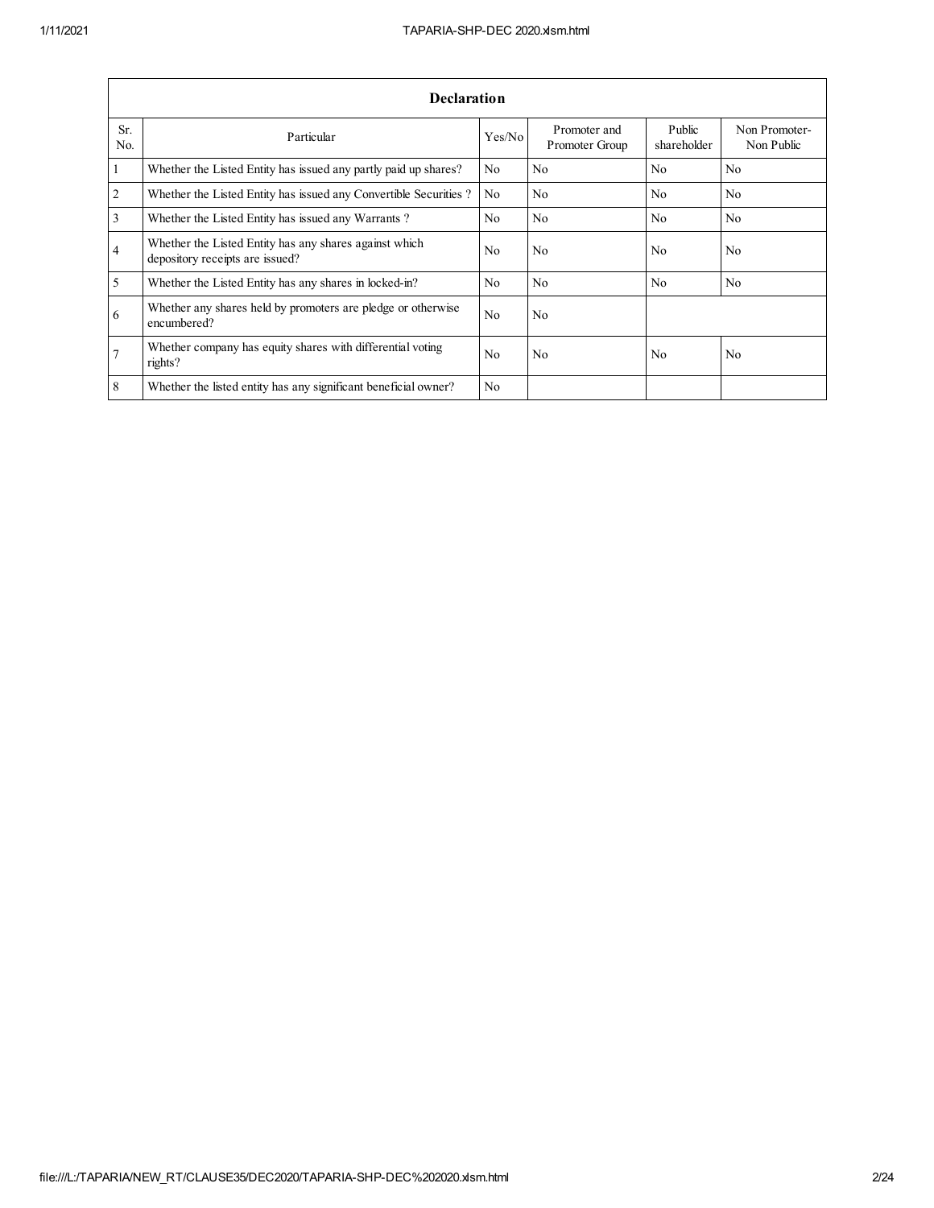| Declaration | | | | | |
|---|---|---|---|---|---|
| Sr. No. | Particular | Yes/No | Promoter and Promoter Group | Public shareholder | Non Promoter- Non Public |
| 1 | Whether the Listed Entity has issued any partly paid up shares? | No | No | No | No |
| 2 | Whether the Listed Entity has issued any Convertible Securities ? | No | No | No | No |
| 3 | Whether the Listed Entity has issued any Warrants ? | No | No | No | No |
| 4 | Whether the Listed Entity has any shares against which depository receipts are issued? | No | No | No | No |
| 5 | Whether the Listed Entity has any shares in locked-in? | No | No | No | No |
| 6 | Whether any shares held by promoters are pledge or otherwise encumbered? | No | No | | |
| 7 | Whether company has equity shares with differential voting rights? | No | No | No | No |
| 8 | Whether the listed entity has any significant beneficial owner? | No | | | |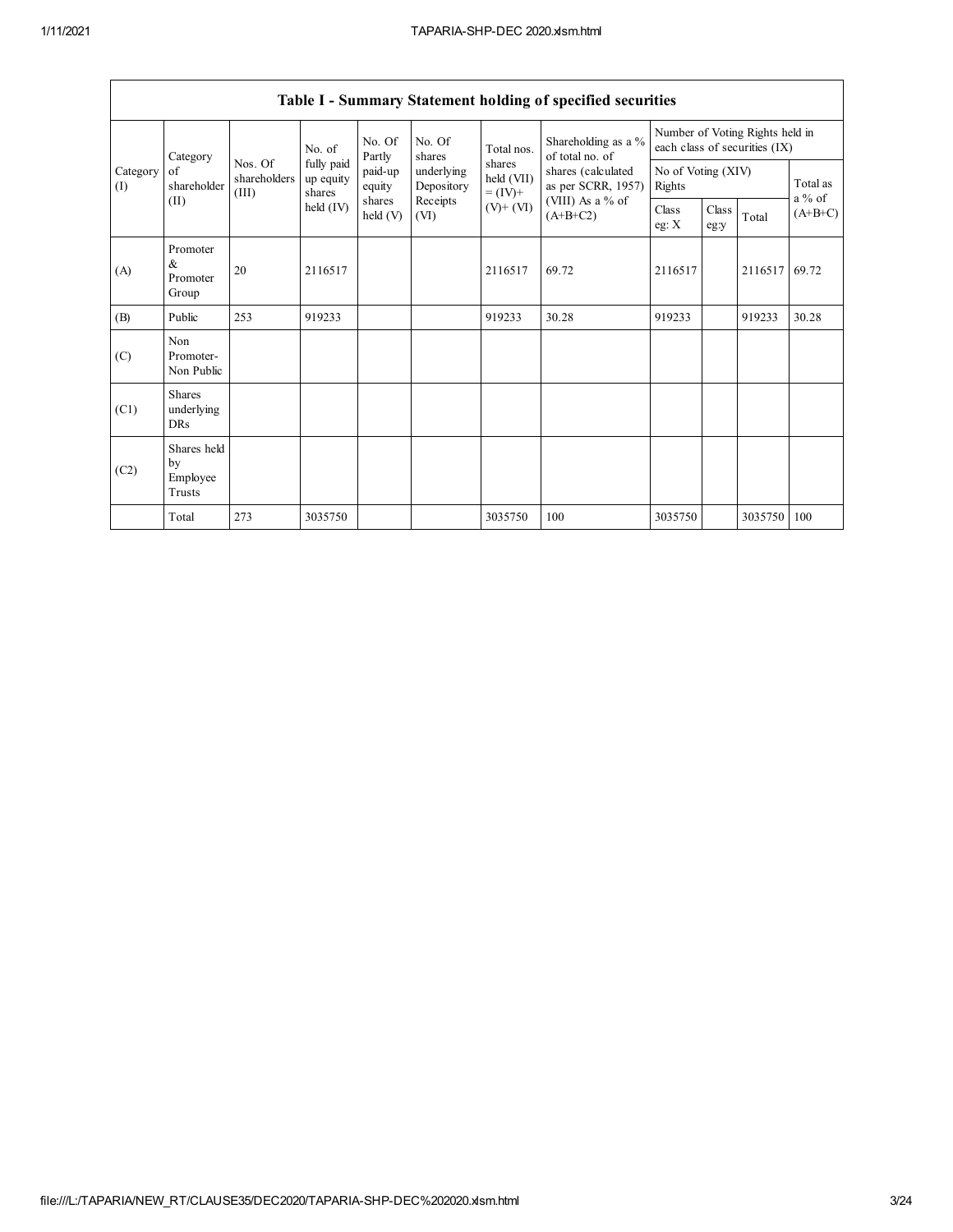| Table I - Summary Statement holding of specified securities | | | | | | | | | | | | |
|---|---|---|---|---|---|---|---|---|---|---|---|---|
| Category (I) | Category of shareholder (II) | Nos. Of shareholders (III) | No. of fully paid up equity shares held (IV) | No. Of Partly paid-up equity shares held (V) | No. Of shares underlying Depository Receipts (VI) | Total nos. shares held (VII) = (IV)+ (V)+ (VI) | Shareholding as a % of total no. of shares (calculated as per SCRR, 1957) (VIII) As a % of (A+B+C2) | Number of Voting Rights held in each class of securities (IX) | | | |
| | | | | | | | | No of Voting (XIV) Rights | | | Total as a % of (A+B+C) |
| | | | | | | | | Class eg: X | Class eg:y | Total | |
| (A) | Promoter & Promoter Group | 20 | 2116517 | | | 2116517 | 69.72 | 2116517 | | 2116517 | 69.72 |
| (B) | Public | 253 | 919233 | | | 919233 | 30.28 | 919233 | | 919233 | 30.28 |
| (C) | Non Promoter- Non Public | | | | | | | | | | |
| (C1) | Shares underlying DRs | | | | | | | | | | |
| (C2) | Shares held by Employee Trusts | | | | | | | | | | |
| | Total | 273 | 3035750 | | | 3035750 | 100 | 3035750 | | 3035750 | 100 |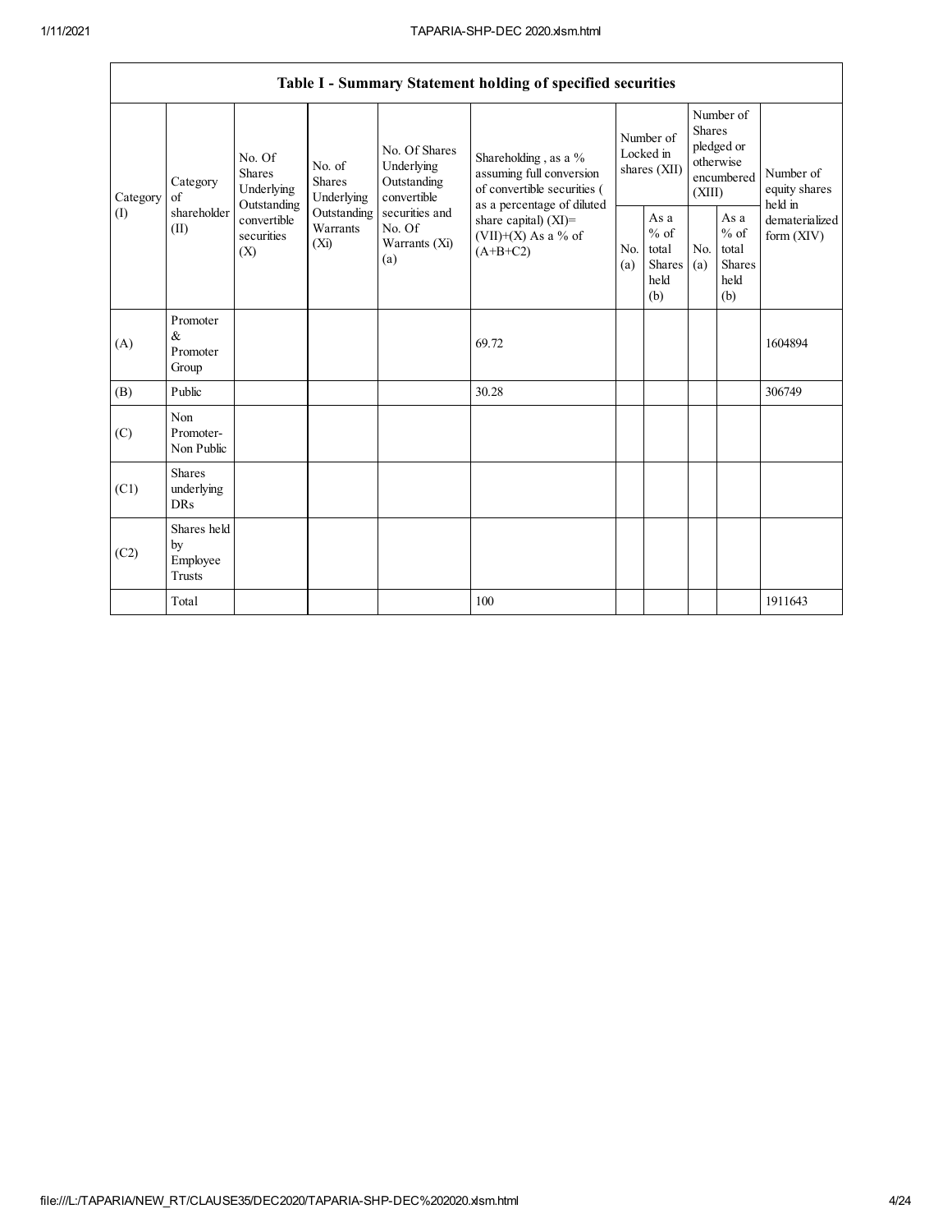## Table I - Summary Statement holding of specified securities

| Category (I) | Category of shareholder (II) | No. Of Shares Underlying Outstanding convertible securities (X) | No. of Shares Underlying Outstanding Warrants (Xi) | No. Of Shares Underlying Outstanding convertible securities and No. Of Warrants (Xi) (a) | Shareholding , as a % assuming full conversion of convertible securities ( as a percentage of diluted share capital) (XI)= (VII)+(X) As a % of (A+B+C2) | Number of Locked in shares (XII) | | Number of Shares pledged or otherwise encumbered (XIII) | | Number of equity shares held in dematerialized form (XIV) |
|---|---|---|---|---|---|---|---|---|---|---|
| | | | | | | No. (a) | As a % of total Shares held (b) | No. (a) | As a % of total Shares held (b) | |
| (A) | Promoter & Promoter Group | | | | 69.72 | | | | | 1604894 |
| (B) | Public | | | | 30.28 | | | | | 306749 |
| (C) | Non Promoter- Non Public | | | | | | | | | |
| (C1) | Shares underlying DRs | | | | | | | | | |
| (C2) | Shares held by Employee Trusts | | | | | | | | | |
| | Total | | | | 100 | | | | | 1911643 |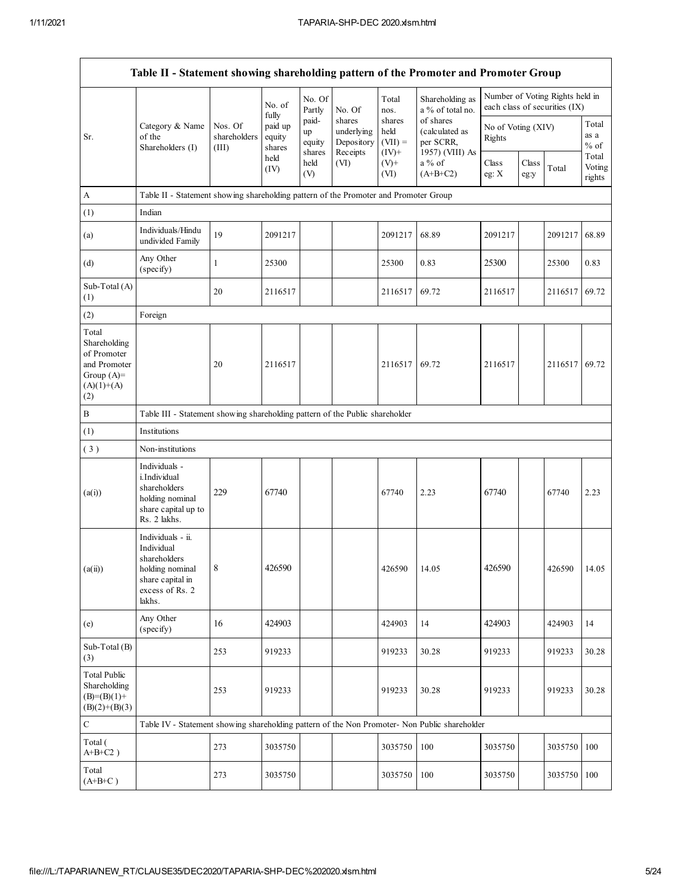| Table II - Statement showing shareholding pattern of the Promoter and Promoter Group | | | | | | | | | | | | |
|---|---|---|---|---|---|---|---|---|---|---|---|---|
| Sr. | Category & Name of the Shareholders (I) | Nos. Of shareholders (III) | No. of fully paid up equity shares held (IV) | No. Of Partly paid-up equity shares held (V) | No. Of shares underlying Depository Receipts (VI) | Total nos. shares held (VII) = (IV)+ (V)+ (VI) | Shareholding as a % of total no. of shares (calculated as per SCRR, 1957) (VIII) As a % of (A+B+C2) | Number of Voting Rights held in each class of securities (IX) | | | |
| | | | | | | | | No of Voting (XIV) Rights | | | Total as a % of Total Voting rights |
| | | | | | | | | Class eg: X | Class eg:y | Total | |
| A | Table II - Statement showing shareholding pattern of the Promoter and Promoter Group | | | | | | | | | | |
| (1) | Indian | | | | | | | | | | |
| (a) | Individuals/Hindu undivided Family | 19 | 2091217 | | | 2091217 | 68.89 | 2091217 | | 2091217 | 68.89 |
| (d) | Any Other (specify) | 1 | 25300 | | | 25300 | 0.83 | 25300 | | 25300 | 0.83 |
| Sub-Total (A) (1) | | 20 | 2116517 | | | 2116517 | 69.72 | 2116517 | | 2116517 | 69.72 |
| (2) | Foreign | | | | | | | | | | |
| Total Shareholding of Promoter and Promoter Group (A)= (A)(1)+(A)(2) | | 20 | 2116517 | | | 2116517 | 69.72 | 2116517 | | 2116517 | 69.72 |
| B | Table III - Statement showing shareholding pattern of the Public shareholder | | | | | | | | | | |
| (1) | Institutions | | | | | | | | | | |
| (3) | Non-institutions | | | | | | | | | | |
| (a(i)) | Individuals - i.Individual shareholders holding nominal share capital up to Rs. 2 lakhs. | 229 | 67740 | | | 67740 | 2.23 | 67740 | | 67740 | 2.23 |
| (a(ii)) | Individuals - ii. Individual shareholders holding nominal share capital in excess of Rs. 2 lakhs. | 8 | 426590 | | | 426590 | 14.05 | 426590 | | 426590 | 14.05 |
| (e) | Any Other (specify) | 16 | 424903 | | | 424903 | 14 | 424903 | | 424903 | 14 |
| Sub-Total (B) (3) | | 253 | 919233 | | | 919233 | 30.28 | 919233 | | 919233 | 30.28 |
| Total Public Shareholding (B)=(B)(1)+(B)(2)+(B)(3) | | 253 | 919233 | | | 919233 | 30.28 | 919233 | | 919233 | 30.28 |
| C | Table IV - Statement showing shareholding pattern of the Non Promoter- Non Public shareholder | | | | | | | | | | |
| Total ( A+B+C2 ) | | 273 | 3035750 | | | 3035750 | 100 | 3035750 | | 3035750 | 100 |
| Total (A+B+C ) | | 273 | 3035750 | | | 3035750 | 100 | 3035750 | | 3035750 | 100 |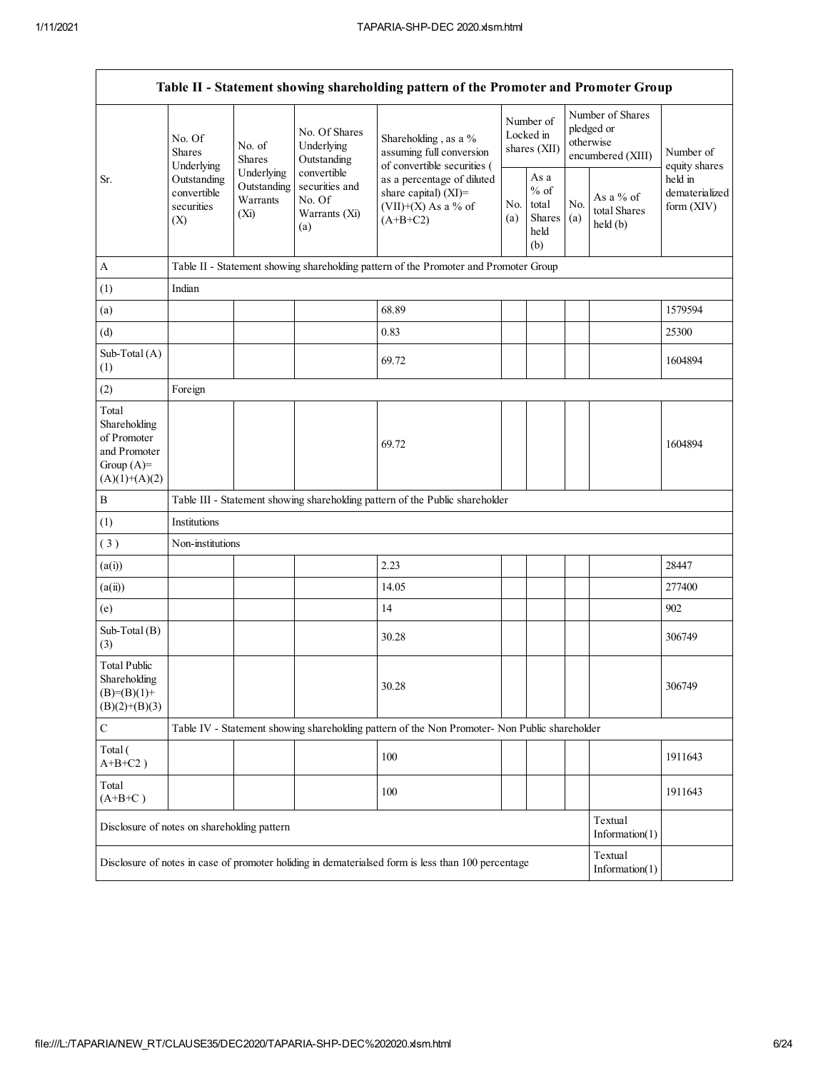| Table II - Statement showing shareholding pattern of the Promoter and Promoter Group | | | | | | | | | |
|---|---|---|---|---|---|---|---|---|---|
| Sr. | No. Of Shares Underlying Outstanding convertible securities (X) | No. of Shares Underlying Outstanding Warrants (Xi) | No. Of Shares Underlying Outstanding convertible securities and No. Of Warrants (Xi) (a) | Shareholding , as a % assuming full conversion of convertible securities ( as a percentage of diluted share capital) (XI)= (VII)+(X) As a % of (A+B+C2) | Number of Locked in shares (XII) | | Number of Shares pledged or otherwise encumbered (XIII) | | Number of equity shares held in dematerialized form (XIV) |
| | | | | | No. (a) | As a % of total Shares held (b) | No. (a) | As a % of total Shares held (b) | |
| A | Table II - Statement showing shareholding pattern of the Promoter and Promoter Group | | | | | | | | |
| (1) | Indian | | | | | | | | |
| (a) | | | | 68.89 | | | | | 1579594 |
| (d) | | | | 0.83 | | | | | 25300 |
| Sub-Total (A) (1) | | | | 69.72 | | | | | 1604894 |
| (2) | Foreign | | | | | | | | |
| Total Shareholding of Promoter and Promoter Group (A)= (A)(1)+(A)(2) | | | | 69.72 | | | | | 1604894 |
| B | Table III - Statement showing shareholding pattern of the Public shareholder | | | | | | | | |
| (1) | Institutions | | | | | | | | |
| ( 3 ) | Non-institutions | | | | | | | | |
| (a(i)) | | | | 2.23 | | | | | 28447 |
| (a(ii)) | | | | 14.05 | | | | | 277400 |
| (e) | | | | 14 | | | | | 902 |
| Sub-Total (B) (3) | | | | 30.28 | | | | | 306749 |
| Total Public Shareholding (B)=(B)(1)+(B)(2)+(B)(3) | | | | 30.28 | | | | | 306749 |
| C | Table IV - Statement showing shareholding pattern of the Non Promoter- Non Public shareholder | | | | | | | | |
| Total ( A+B+C2 ) | | | | 100 | | | | | 1911643 |
| Total (A+B+C ) | | | | 100 | | | | | 1911643 |
| Disclosure of notes on shareholding pattern | | | | | | | | Textual Information(1) | |
| Disclosure of notes in case of promoter holiding in dematerialsed form is less than 100 percentage | | | | | | | | Textual Information(1) | |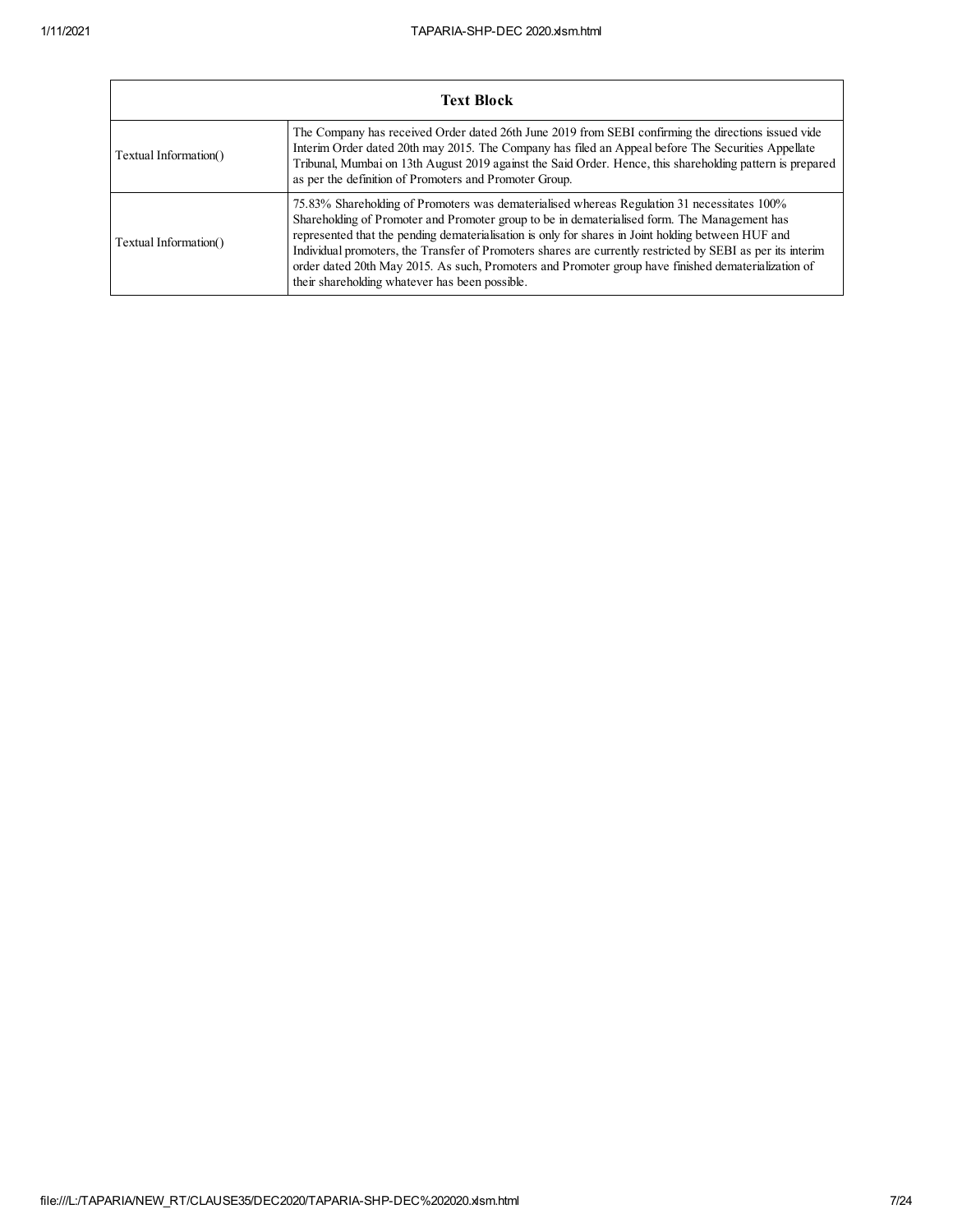| Text Block | |
|---|---|
| Textual Information() | The Company has received Order dated 26th June 2019 from SEBI confirming the directions issued vide Interim Order dated 20th may 2015. The Company has filed an Appeal before The Securities Appellate Tribunal, Mumbai on 13th August 2019 against the Said Order. Hence, this shareholding pattern is prepared as per the definition of Promoters and Promoter Group. |
| Textual Information() | 75.83% Shareholding of Promoters was dematerialised whereas Regulation 31 necessitates 100% Shareholding of Promoter and Promoter group to be in dematerialised form. The Management has represented that the pending dematerialisation is only for shares in Joint holding between HUF and Individual promoters, the Transfer of Promoters shares are currently restricted by SEBI as per its interim order dated 20th May 2015. As such, Promoters and Promoter group have finished dematerialization of their shareholding whatever has been possible. |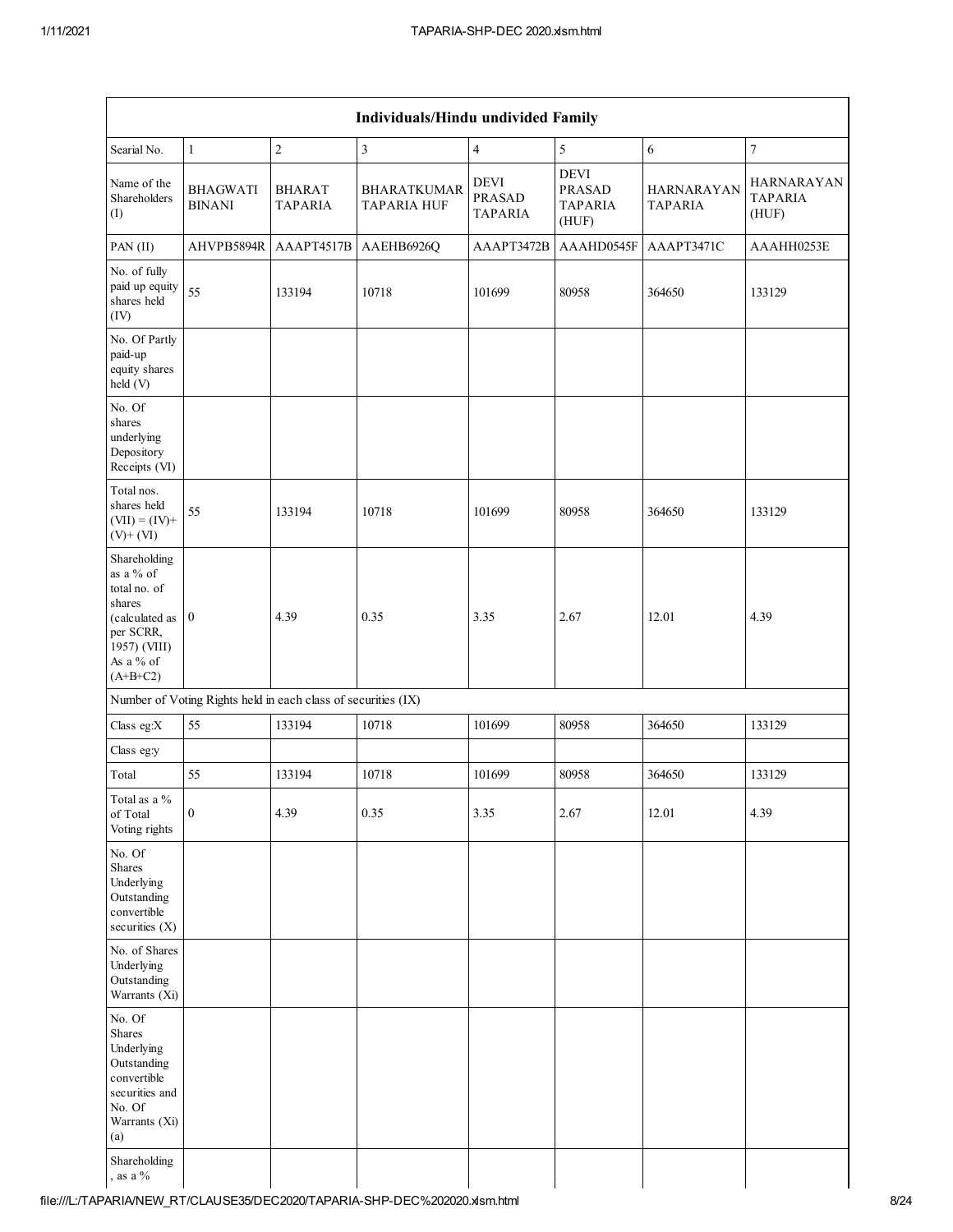| Individuals/Hindu undivided Family | | | | | | | |
|---|---|---|---|---|---|---|---|
| Searial No. | 1 | 2 | 3 | 4 | 5 | 6 | 7 |
| Name of the Shareholders (I) | BHAGWATI BINANI | BHARAT TAPARIA | BHARATKUMAR TAPARIA HUF | DEVI PRASAD TAPARIA | DEVI PRASAD TAPARIA (HUF) | HARNARAYAN TAPARIA | HARNARAYAN TAPARIA (HUF) |
| PAN (II) | AHVPB5894R | AAAPT4517B | AAEHB6926Q | AAAPT3472B | AAAHD0545F | AAAPT3471C | AAAHH0253E |
| No. of fully paid up equity shares held (IV) | 55 | 133194 | 10718 | 101699 | 80958 | 364650 | 133129 |
| No. Of Partly paid-up equity shares held (V) | | | | | | | |
| No. Of shares underlying Depository Receipts (VI) | | | | | | | |
| Total nos. shares held (VII) = (IV)+ (V)+ (VI) | 55 | 133194 | 10718 | 101699 | 80958 | 364650 | 133129 |
| Shareholding as a % of total no. of shares (calculated as per SCRR, 1957) (VIII) As a % of (A+B+C2) | 0 | 4.39 | 0.35 | 3.35 | 2.67 | 12.01 | 4.39 |
| Number of Voting Rights held in each class of securities (IX) | | | | | | | |
| Class eg:X | 55 | 133194 | 10718 | 101699 | 80958 | 364650 | 133129 |
| Class eg:y | | | | | | | |
| Total | 55 | 133194 | 10718 | 101699 | 80958 | 364650 | 133129 |
| Total as a % of Total Voting rights | 0 | 4.39 | 0.35 | 3.35 | 2.67 | 12.01 | 4.39 |
| No. Of Shares Underlying Outstanding convertible securities (X) | | | | | | | |
| No. of Shares Underlying Outstanding Warrants (Xi) | | | | | | | |
| No. Of Shares Underlying Outstanding convertible securities and No. Of Warrants (Xi) (a) | | | | | | | |
| Shareholding , as a % | | | | | | | |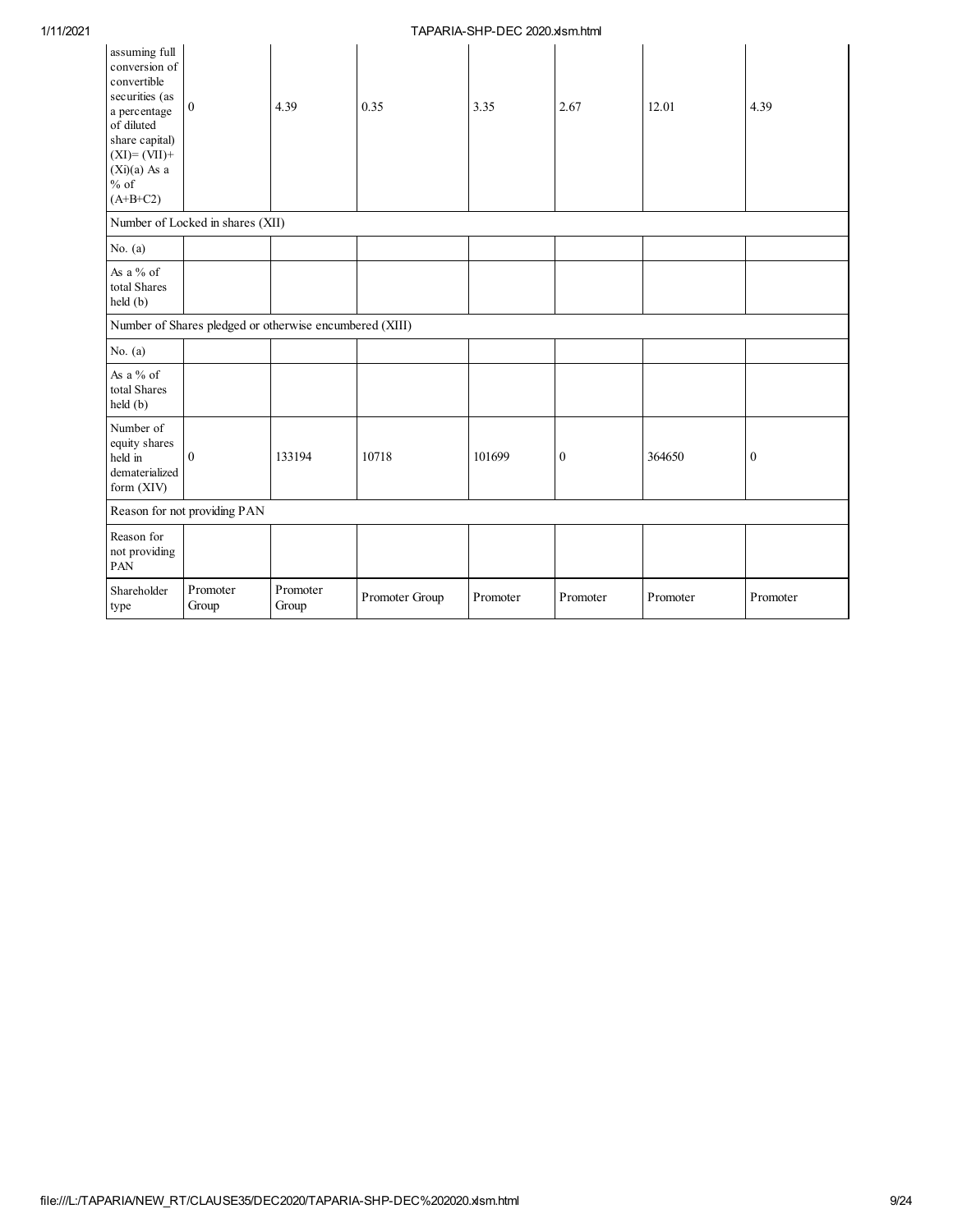| assuming full conversion of convertible securities (as a percentage of diluted share capital) (XI)= (VII)+(Xi)(a) As a % of (A+B+C2) | 0 | 4.39 | 0.35 | 3.35 | 2.67 | 12.01 | 4.39 |
|---|---|---|---|---|---|---|---|
| Number of Locked in shares (XII) | | | | | | | |
| No. (a) | | | | | | | |
| As a % of total Shares held (b) | | | | | | | |
| Number of Shares pledged or otherwise encumbered (XIII) | | | | | | | |
| No. (a) | | | | | | | |
| As a % of total Shares held (b) | | | | | | | |
| Number of equity shares held in dematerialized form (XIV) | 0 | 133194 | 10718 | 101699 | 0 | 364650 | 0 |
| Reason for not providing PAN | | | | | | | |
| Reason for not providing PAN | | | | | | | |
| Shareholder type | Promoter Group | Promoter Group | Promoter Group | Promoter | Promoter | Promoter | Promoter |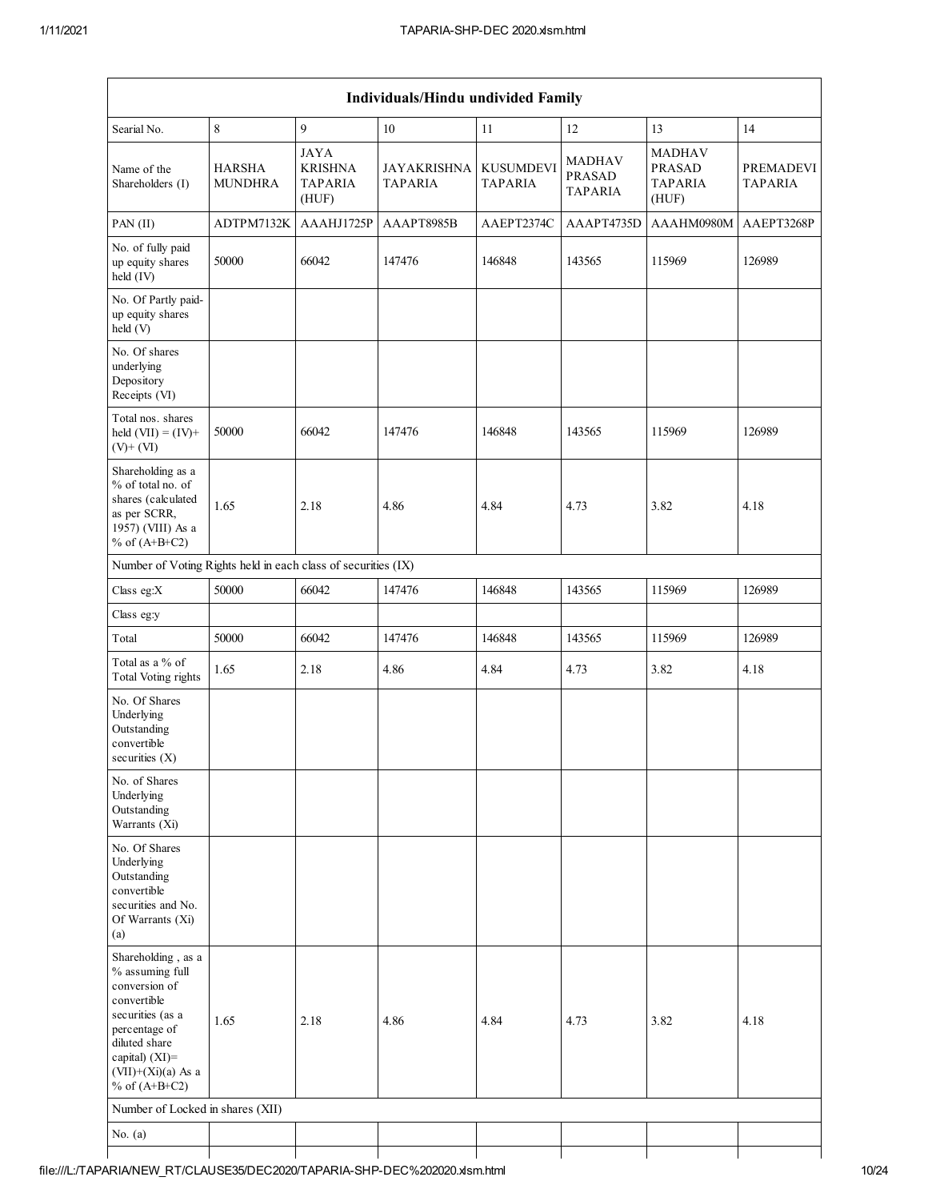| Individuals/Hindu undivided Family | | | | | | | |
|---|---|---|---|---|---|---|---|
| Searial No. | 8 | 9 | 10 | 11 | 12 | 13 | 14 |
| Name of the Shareholders (I) | HARSHA MUNDHRA | JAYA KRISHNA TAPARIA (HUF) | JAYAKRISHNA TAPARIA | KUSUMDEVI TAPARIA | MADHAV PRASAD TAPARIA | MADHAV PRASAD TAPARIA (HUF) | PREMADEVI TAPARIA |
| PAN (II) | ADTPM7132K | AAAHJ1725P | AAAPT8985B | AAEPT2374C | AAAPT4735D | AAAHM0980M | AAEPT3268P |
| No. of fully paid up equity shares held (IV) | 50000 | 66042 | 147476 | 146848 | 143565 | 115969 | 126989 |
| No. Of Partly paid-up equity shares held (V) | | | | | | | |
| No. Of shares underlying Depository Receipts (VI) | | | | | | | |
| Total nos. shares held (VII) = (IV)+ (V)+ (VI) | 50000 | 66042 | 147476 | 146848 | 143565 | 115969 | 126989 |
| Shareholding as a % of total no. of shares (calculated as per SCRR, 1957) (VIII) As a % of (A+B+C2) | 1.65 | 2.18 | 4.86 | 4.84 | 4.73 | 3.82 | 4.18 |
| Number of Voting Rights held in each class of securities (IX) | | | | | | | |
| Class eg:X | 50000 | 66042 | 147476 | 146848 | 143565 | 115969 | 126989 |
| Class eg:y | | | | | | | |
| Total | 50000 | 66042 | 147476 | 146848 | 143565 | 115969 | 126989 |
| Total as a % of Total Voting rights | 1.65 | 2.18 | 4.86 | 4.84 | 4.73 | 3.82 | 4.18 |
| No. Of Shares Underlying Outstanding convertible securities (X) | | | | | | | |
| No. of Shares Underlying Outstanding Warrants (Xi) | | | | | | | |
| No. Of Shares Underlying Outstanding convertible securities and No. Of Warrants (Xi) (a) | | | | | | | |
| Shareholding , as a % assuming full conversion of convertible securities (as a percentage of diluted share capital) (XI)= (VII)+(Xi)(a) As a % of (A+B+C2) | 1.65 | 2.18 | 4.86 | 4.84 | 4.73 | 3.82 | 4.18 |
| Number of Locked in shares (XII) | | | | | | | |
| No. (a) | | | | | | | |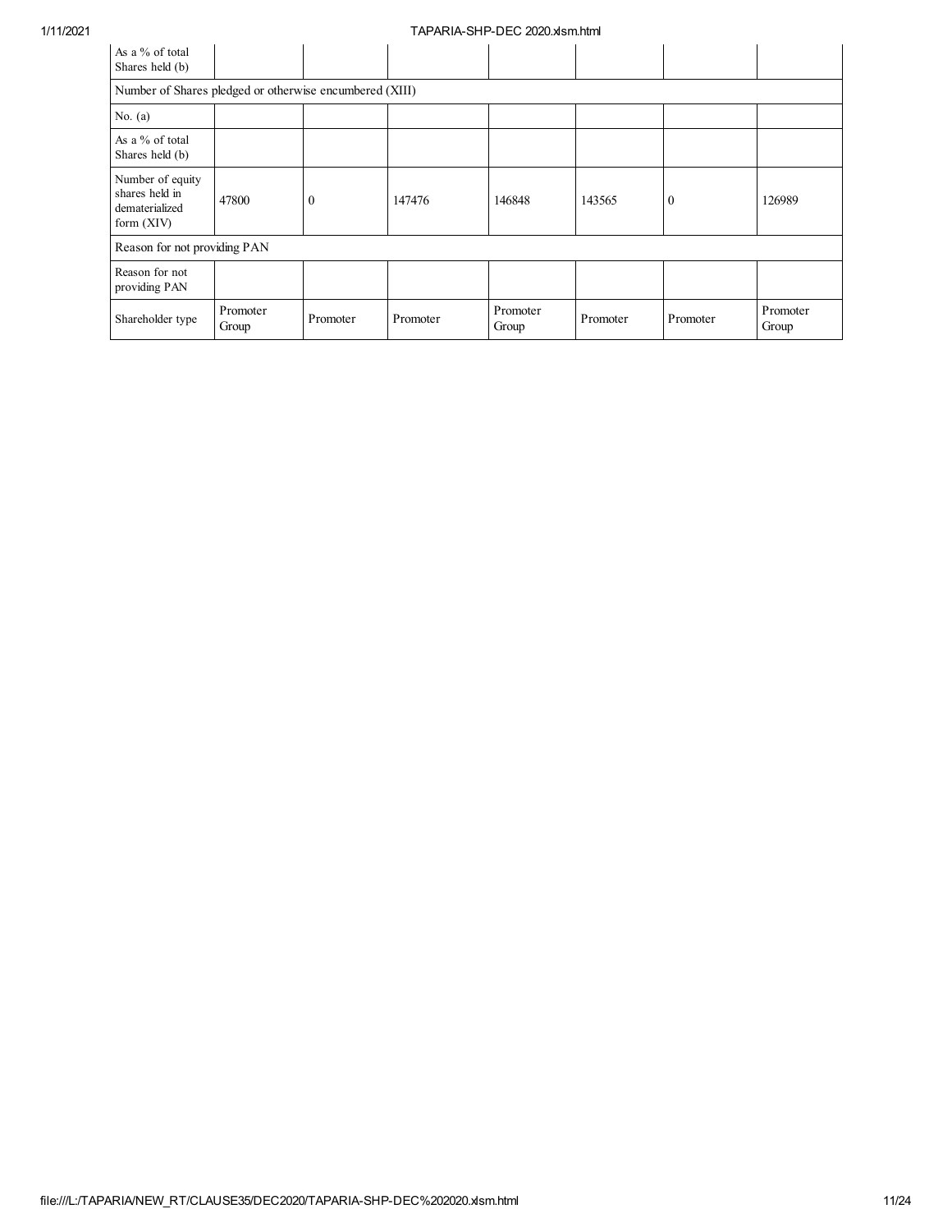| | | | | | | | |
|---|---|---|---|---|---|---|---|
| As a % of total Shares held (b) | | | | | | | |
| Number of Shares pledged or otherwise encumbered (XIII) | | | | | | | |
| No. (a) | | | | | | | |
| As a % of total Shares held (b) | | | | | | | |
| Number of equity shares held in dematerialized form (XIV) | 47800 | 0 | 147476 | 146848 | 143565 | 0 | 126989 |
| Reason for not providing PAN | | | | | | | |
| Reason for not providing PAN | | | | | | | |
| Shareholder type | Promoter Group | Promoter | Promoter | Promoter Group | Promoter | Promoter | Promoter Group |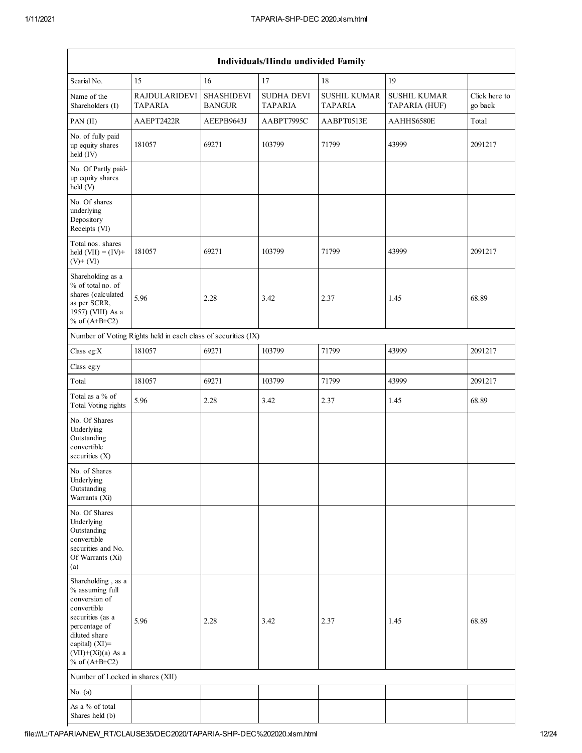| Individuals/Hindu undivided Family | | | | | | |
|---|---|---|---|---|---|---|
| Searial No. | 15 | 16 | 17 | 18 | 19 | |
| Name of the Shareholders (I) | RAJDULARIDEVI TAPARIA | SHASHIDEVI BANGUR | SUDHA DEVI TAPARIA | SUSHIL KUMAR TAPARIA | SUSHIL KUMAR TAPARIA (HUF) | Click here to go back |
| PAN (II) | AAEPT2422R | AEEPB9643J | AABPT7995C | AABPT0513E | AAHHS6580E | Total |
| No. of fully paid up equity shares held (IV) | 181057 | 69271 | 103799 | 71799 | 43999 | 2091217 |
| No. Of Partly paid-up equity shares held (V) | | | | | | |
| No. Of shares underlying Depository Receipts (VI) | | | | | | |
| Total nos. shares held (VII) = (IV)+ (V)+ (VI) | 181057 | 69271 | 103799 | 71799 | 43999 | 2091217 |
| Shareholding as a % of total no. of shares (calculated as per SCRR, 1957) (VIII) As a % of (A+B+C2) | 5.96 | 2.28 | 3.42 | 2.37 | 1.45 | 68.89 |
| Number of Voting Rights held in each class of securities (IX) | | | | | | |
| Class eg:X | 181057 | 69271 | 103799 | 71799 | 43999 | 2091217 |
| Class eg:y | | | | | | |
| Total | 181057 | 69271 | 103799 | 71799 | 43999 | 2091217 |
| Total as a % of Total Voting rights | 5.96 | 2.28 | 3.42 | 2.37 | 1.45 | 68.89 |
| No. Of Shares Underlying Outstanding convertible securities (X) | | | | | | |
| No. of Shares Underlying Outstanding Warrants (Xi) | | | | | | |
| No. Of Shares Underlying Outstanding convertible securities and No. Of Warrants (Xi) (a) | | | | | | |
| Shareholding , as a % assuming full conversion of convertible securities (as a percentage of diluted share capital) (XI)= (VII)+(Xi)(a) As a % of (A+B+C2) | 5.96 | 2.28 | 3.42 | 2.37 | 1.45 | 68.89 |
| Number of Locked in shares (XII) | | | | | | |
| No. (a) | | | | | | |
| As a % of total Shares held (b) | | | | | | |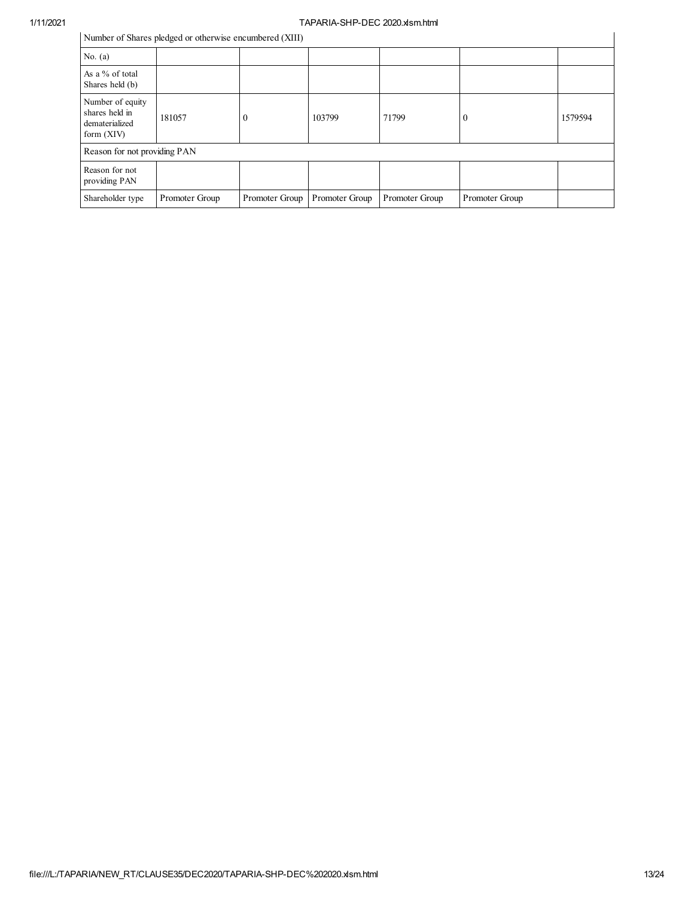| Number of Shares pledged or otherwise encumbered (XIII) | | | | | | |
|---|---|---|---|---|---|---|
| No. (a) | | | | | | |
| As a % of total Shares held (b) | | | | | | |
| Number of equity shares held in dematerialized form (XIV) | 181057 | 0 | 103799 | 71799 | 0 | 1579594 |
| Reason for not providing PAN | | | | | | |
| Reason for not providing PAN | | | | | | |
| Shareholder type | Promoter Group | Promoter Group | Promoter Group | Promoter Group | Promoter Group | |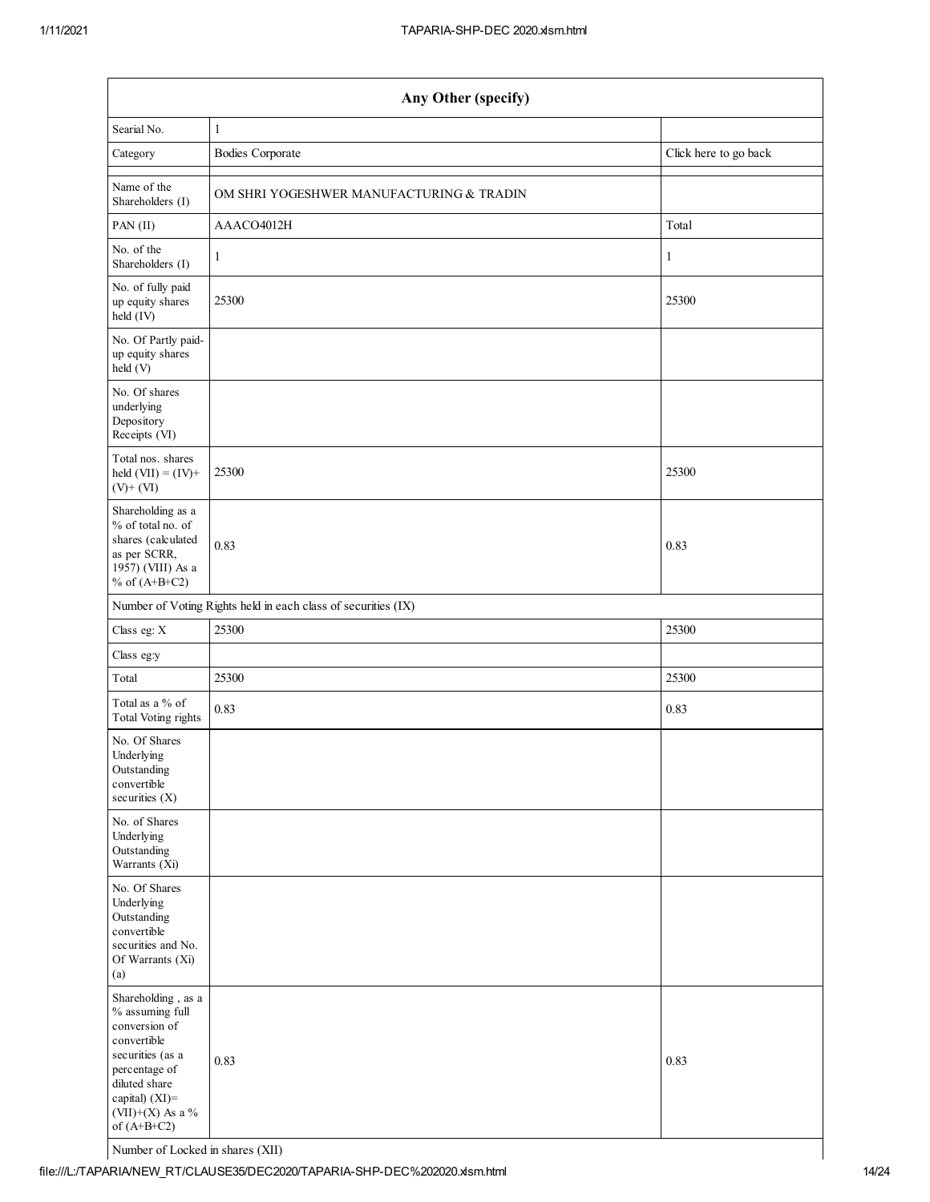| Any Other (specify) | | |
|---|---|---|
| Searial No. | 1 | |
| Category | Bodies Corporate | Click here to go back |
| | | |
| Name of the Shareholders (I) | OM SHRI YOGESHWER MANUFACTURING & TRADIN | |
| PAN (II) | AAACO4012H | Total |
| No. of the Shareholders (I) | 1 | 1 |
| No. of fully paid up equity shares held (IV) | 25300 | 25300 |
| No. Of Partly paid-up equity shares held (V) | | |
| No. Of shares underlying Depository Receipts (VI) | | |
| Total nos. shares held (VII) = (IV)+ (V)+ (VI) | 25300 | 25300 |
| Shareholding as a % of total no. of shares (calculated as per SCRR, 1957) (VIII) As a % of (A+B+C2) | 0.83 | 0.83 |
| Number of Voting Rights held in each class of securities (IX) | | |
| Class eg: X | 25300 | 25300 |
| Class eg:y | | |
| Total | 25300 | 25300 |
| Total as a % of Total Voting rights | 0.83 | 0.83 |
| No. Of Shares Underlying Outstanding convertible securities (X) | | |
| No. of Shares Underlying Outstanding Warrants (Xi) | | |
| No. Of Shares Underlying Outstanding convertible securities and No. Of Warrants (Xi) (a) | | |
| Shareholding , as a % assuming full conversion of convertible securities (as a percentage of diluted share capital) (XI)= (VII)+(X) As a % of (A+B+C2) | 0.83 | 0.83 |
| Number of Locked in shares (XII) | | |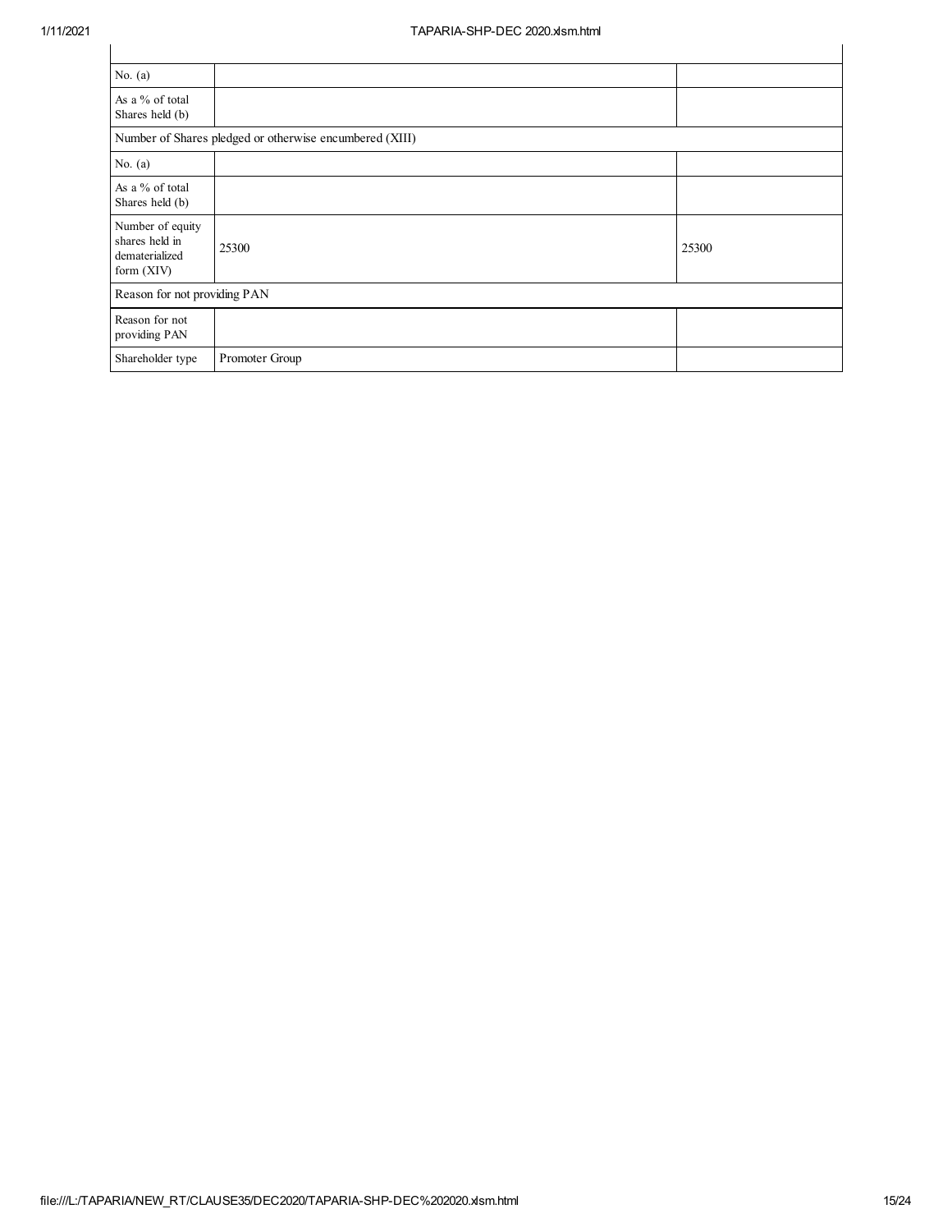| | | |
|---|---|---|
| No. (a) | | |
| As a % of total Shares held (b) | | |
| Number of Shares pledged or otherwise encumbered (XIII) | | |
| No. (a) | | |
| As a % of total Shares held (b) | | |
| Number of equity shares held in dematerialized form (XIV) | 25300 | 25300 |
| Reason for not providing PAN | | |
| Reason for not providing PAN | | |
| Shareholder type | Promoter Group | |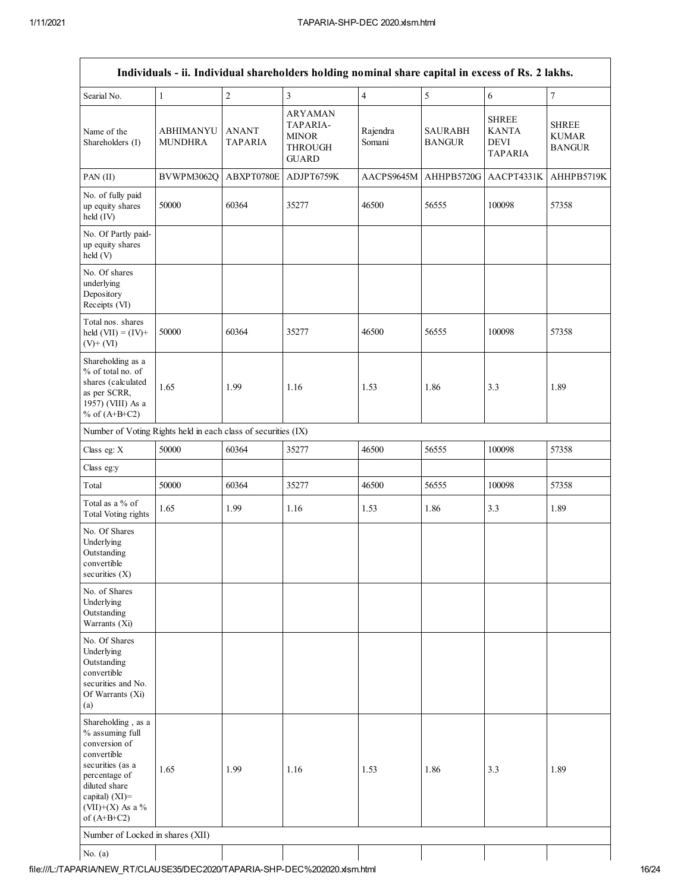| Individuals - ii. Individual shareholders holding nominal share capital in excess of Rs. 2 lakhs. | | | | | | | |
|---|---|---|---|---|---|---|---|
| Searial No. | 1 | 2 | 3 | 4 | 5 | 6 | 7 |
| Name of the Shareholders (I) | ABHIMANYU MUNDHRA | ANANT TAPARIA | ARYAMAN TAPARIA-MINOR THROUGH GUARD | Rajendra Somani | SAURABH BANGUR | SHREE KANTA DEVI TAPARIA | SHREE KUMAR BANGUR |
| PAN (II) | BVWPM3062Q | ABXPT0780E | ADJPT6759K | AACPS9645M | AHHPB5720G | AACPT4331K | AHHPB5719K |
| No. of fully paid up equity shares held (IV) | 50000 | 60364 | 35277 | 46500 | 56555 | 100098 | 57358 |
| No. Of Partly paid-up equity shares held (V) | | | | | | | |
| No. Of shares underlying Depository Receipts (VI) | | | | | | | |
| Total nos. shares held (VII) = (IV)+ (V)+ (VI) | 50000 | 60364 | 35277 | 46500 | 56555 | 100098 | 57358 |
| Shareholding as a % of total no. of shares (calculated as per SCRR, 1957) (VIII) As a % of (A+B+C2) | 1.65 | 1.99 | 1.16 | 1.53 | 1.86 | 3.3 | 1.89 |
| Number of Voting Rights held in each class of securities (IX) | | | | | | | |
| Class eg: X | 50000 | 60364 | 35277 | 46500 | 56555 | 100098 | 57358 |
| Class eg:y | | | | | | | |
| Total | 50000 | 60364 | 35277 | 46500 | 56555 | 100098 | 57358 |
| Total as a % of Total Voting rights | 1.65 | 1.99 | 1.16 | 1.53 | 1.86 | 3.3 | 1.89 |
| No. Of Shares Underlying Outstanding convertible securities (X) | | | | | | | |
| No. of Shares Underlying Outstanding Warrants (Xi) | | | | | | | |
| No. Of Shares Underlying Outstanding convertible securities and No. Of Warrants (Xi) (a) | | | | | | | |
| Shareholding , as a % assuming full conversion of convertible securities (as a percentage of diluted share capital) (XI)= (VII)+(X) As a % of (A+B+C2) | 1.65 | 1.99 | 1.16 | 1.53 | 1.86 | 3.3 | 1.89 |
| Number of Locked in shares (XII) | | | | | | | |
| No. (a) | | | | | | | |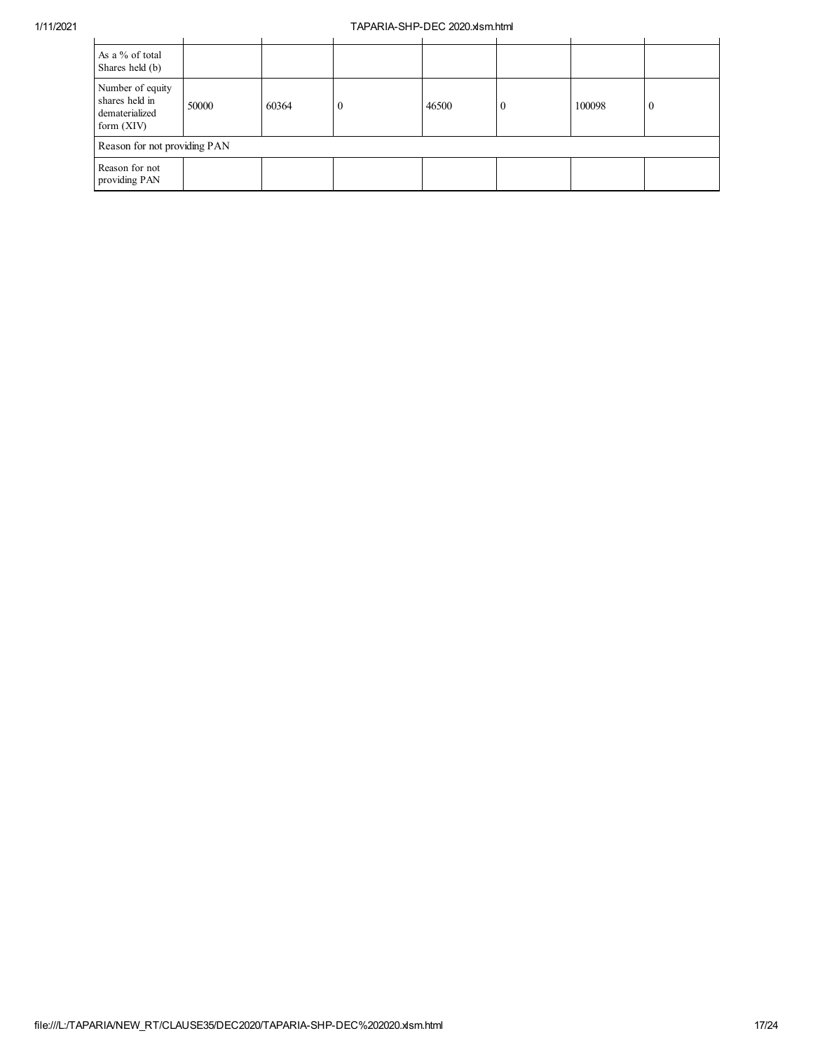| | | | | | | | |
|---|---|---|---|---|---|---|---|
| As a % of total Shares held (b) | | | | | | | |
| Number of equity shares held in dematerialized form (XIV) | 50000 | 60364 | 0 | 46500 | 0 | 100098 | 0 |
| Reason for not providing PAN | | | | | | | |
| Reason for not providing PAN | | | | | | | |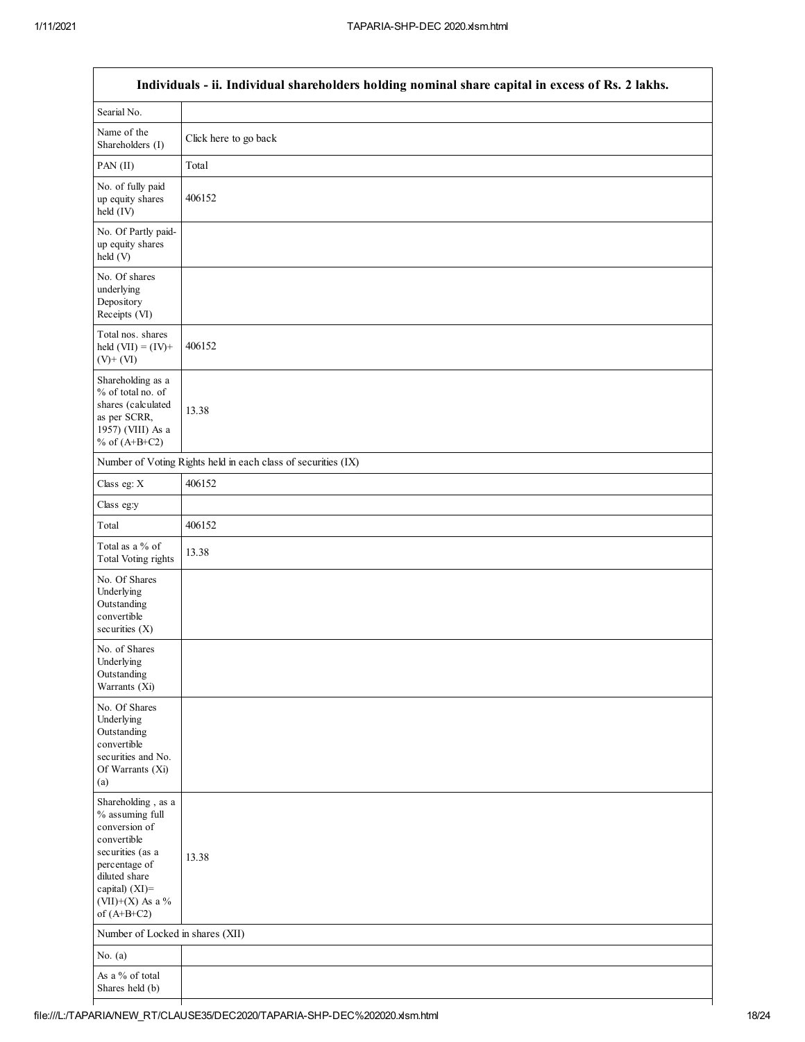| Individuals - ii. Individual shareholders holding nominal share capital in excess of Rs. 2 lakhs. | |
|---|---|
| Searial No. | |
| Name of the Shareholders (I) | Click here to go back |
| PAN (II) | Total |
| No. of fully paid up equity shares held (IV) | 406152 |
| No. Of Partly paid-up equity shares held (V) | |
| No. Of shares underlying Depository Receipts (VI) | |
| Total nos. shares held (VII) = (IV)+ (V)+ (VI) | 406152 |
| Shareholding as a % of total no. of shares (calculated as per SCRR, 1957) (VIII) As a % of (A+B+C2) | 13.38 |
| Number of Voting Rights held in each class of securities (IX) | |
| Class eg: X | 406152 |
| Class eg:y | |
| Total | 406152 |
| Total as a % of Total Voting rights | 13.38 |
| No. Of Shares Underlying Outstanding convertible securities (X) | |
| No. of Shares Underlying Outstanding Warrants (Xi) | |
| No. Of Shares Underlying Outstanding convertible securities and No. Of Warrants (Xi) (a) | |
| Shareholding , as a % assuming full conversion of convertible securities (as a percentage of diluted share capital) (XI)= (VII)+(X) As a % of (A+B+C2) | 13.38 |
| Number of Locked in shares (XII) | |
| No. (a) | |
| As a % of total Shares held (b) | |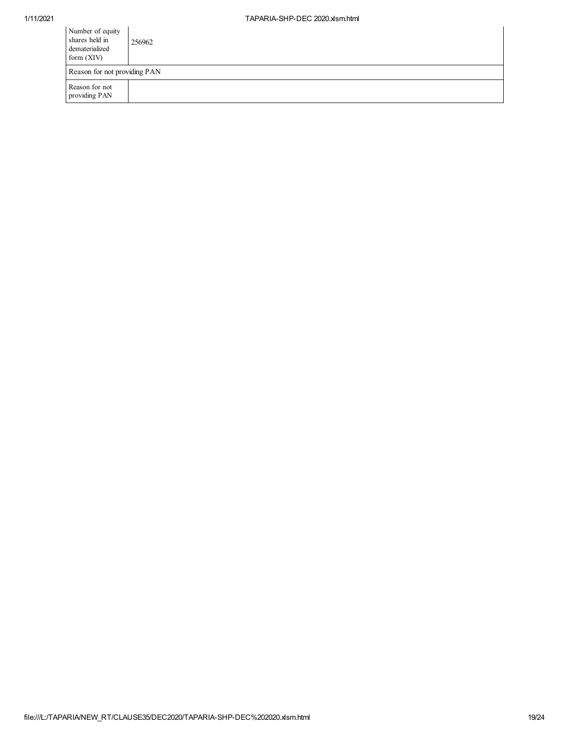| Number of equity shares held in dematerialized form (XIV) | 256962 |
|---|---|
| Reason for not providing PAN | |
| Reason for not providing PAN | |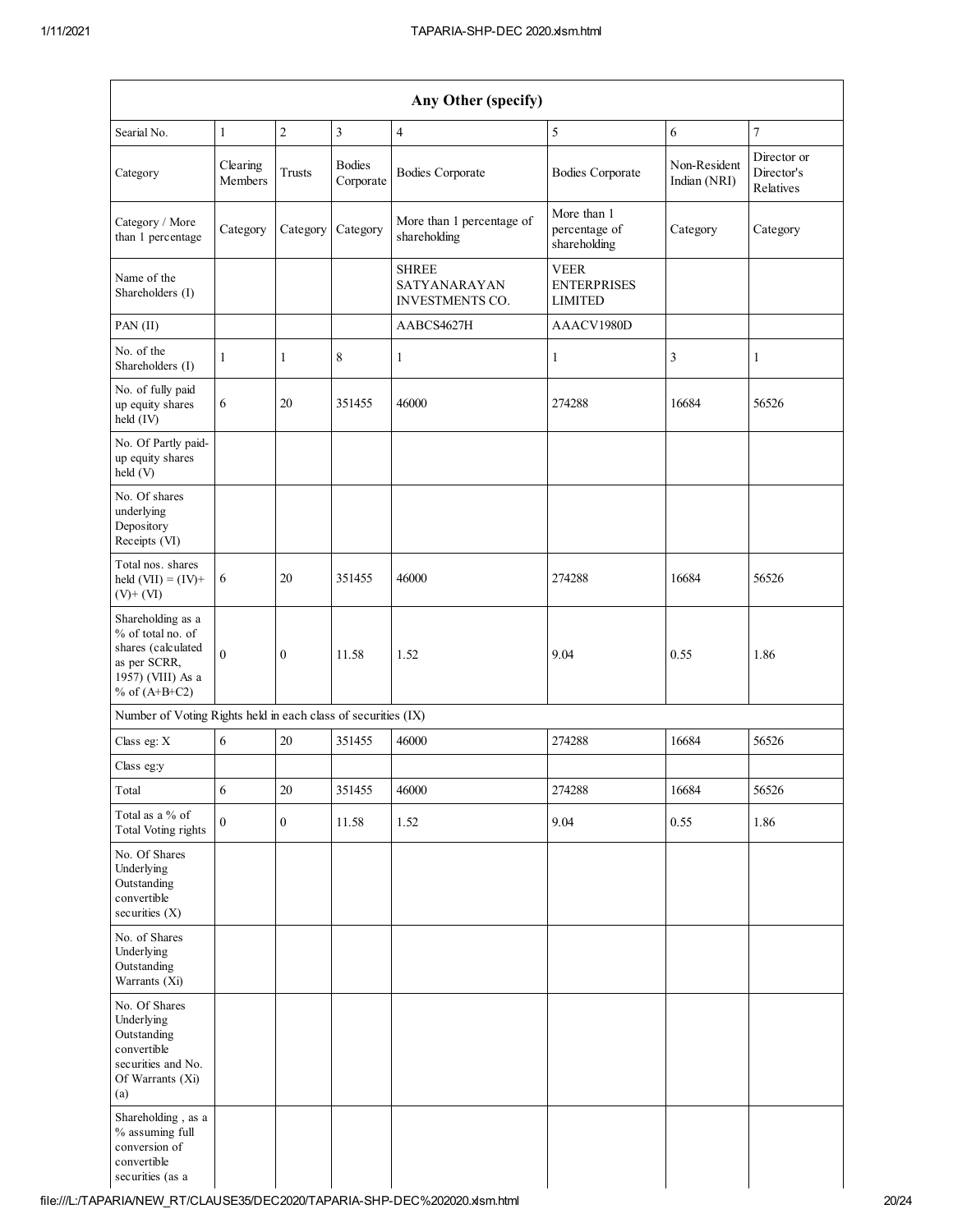| Any Other (specify) | | | | | | | |
|---|---|---|---|---|---|---|---|
| Searial No. | 1 | 2 | 3 | 4 | 5 | 6 | 7 |
| Category | Clearing Members | Trusts | Bodies Corporate | Bodies Corporate | Bodies Corporate | Non-Resident Indian (NRI) | Director or Director's Relatives |
| Category / More than 1 percentage | Category | Category | Category | More than 1 percentage of shareholding | More than 1 percentage of shareholding | Category | Category |
| Name of the Shareholders (I) | | | | SHREE SATYANARAYAN INVESTMENTS CO. | VEER ENTERPRISES LIMITED | | |
| PAN (II) | | | | AABCS4627H | AAACV1980D | | |
| No. of the Shareholders (I) | 1 | 1 | 8 | 1 | 1 | 3 | 1 |
| No. of fully paid up equity shares held (IV) | 6 | 20 | 351455 | 46000 | 274288 | 16684 | 56526 |
| No. Of Partly paid-up equity shares held (V) | | | | | | | |
| No. Of shares underlying Depository Receipts (VI) | | | | | | | |
| Total nos. shares held (VII) = (IV)+ (V)+ (VI) | 6 | 20 | 351455 | 46000 | 274288 | 16684 | 56526 |
| Shareholding as a % of total no. of shares (calculated as per SCRR, 1957) (VIII) As a % of (A+B+C2) | 0 | 0 | 11.58 | 1.52 | 9.04 | 0.55 | 1.86 |
| Number of Voting Rights held in each class of securities (IX) | | | | | | | |
| Class eg: X | 6 | 20 | 351455 | 46000 | 274288 | 16684 | 56526 |
| Class eg:y | | | | | | | |
| Total | 6 | 20 | 351455 | 46000 | 274288 | 16684 | 56526 |
| Total as a % of Total Voting rights | 0 | 0 | 11.58 | 1.52 | 9.04 | 0.55 | 1.86 |
| No. Of Shares Underlying Outstanding convertible securities (X) | | | | | | | |
| No. of Shares Underlying Outstanding Warrants (Xi) | | | | | | | |
| No. Of Shares Underlying Outstanding convertible securities and No. Of Warrants (Xi) (a) | | | | | | | |
| Shareholding , as a % assuming full conversion of convertible securities (as a | | | | | | | |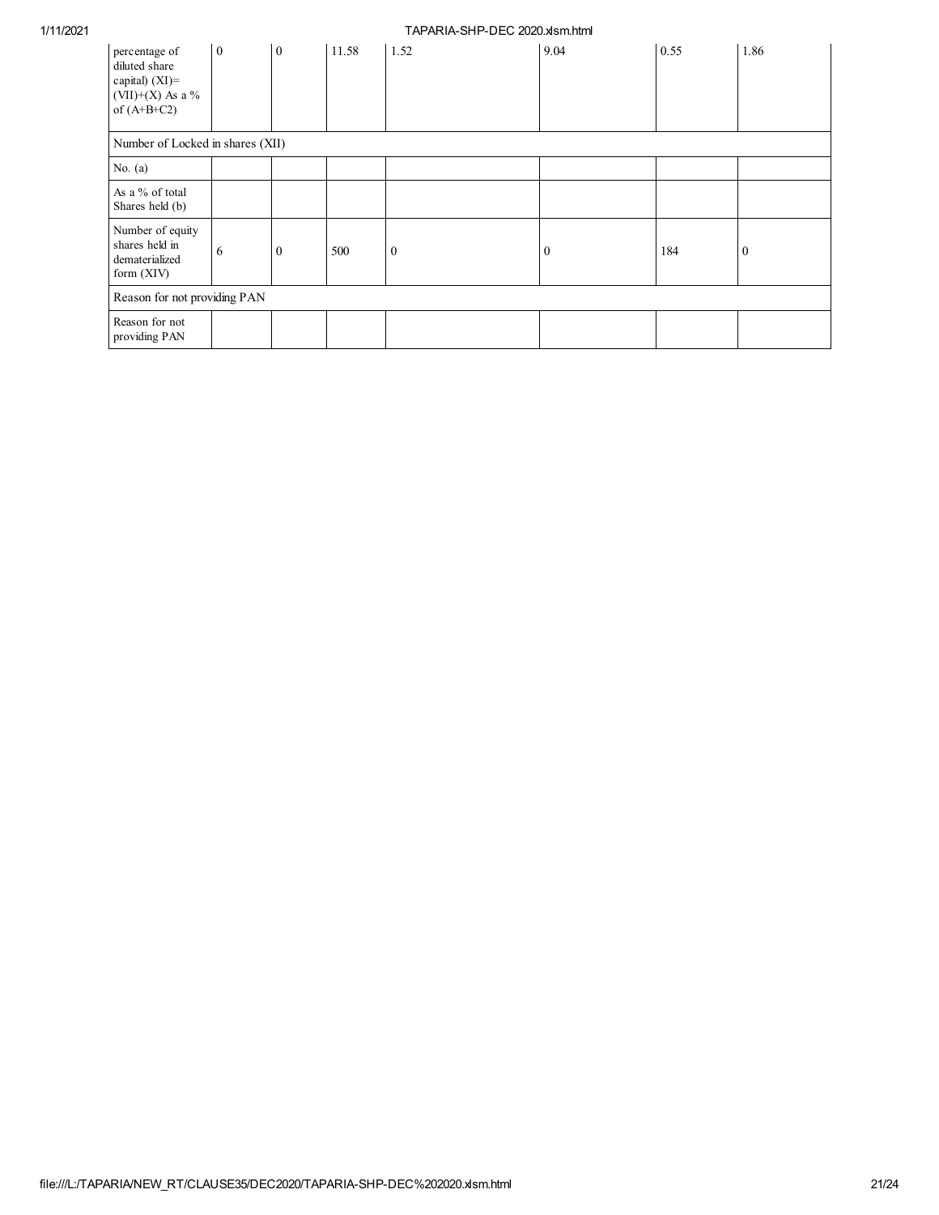| percentage of diluted share capital) (XI)= (VII)+(X) As a % of (A+B+C2) | 0 | 0 | 11.58 | 1.52 | 9.04 | 0.55 | 1.86 |
|---|---|---|---|---|---|---|---|
| Number of Locked in shares (XII) | | | | | | | |
| No. (a) | | | | | | | |
| As a % of total Shares held (b) | | | | | | | |
| Number of equity shares held in dematerialized form (XIV) | 6 | 0 | 500 | 0 | 0 | 184 | 0 |
| Reason for not providing PAN | | | | | | | |
| Reason for not providing PAN | | | | | | | |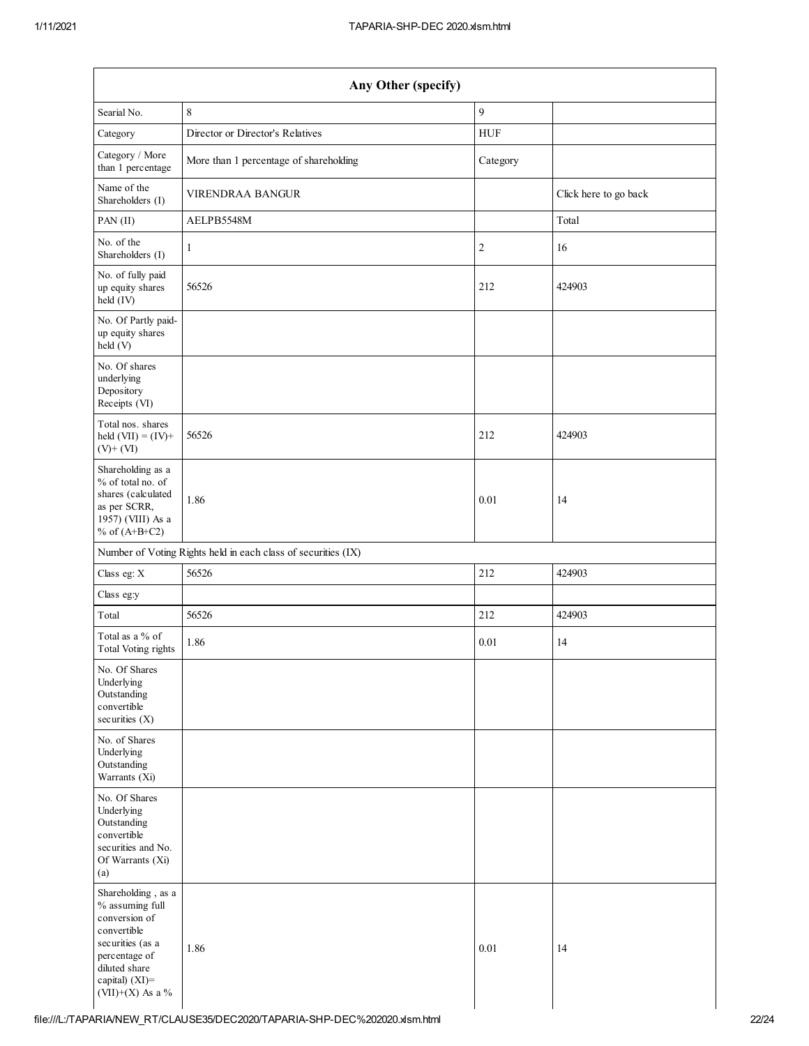| Any Other (specify) | | | |
|---|---|---|---|
| Searial No. | 8 | 9 | |
| Category | Director or Director's Relatives | HUF | |
| Category / More than 1 percentage | More than 1 percentage of shareholding | Category | |
| Name of the Shareholders (I) | VIRENDRAA BANGUR | | Click here to go back |
| PAN (II) | AELPB5548M | | Total |
| No. of the Shareholders (I) | 1 | 2 | 16 |
| No. of fully paid up equity shares held (IV) | 56526 | 212 | 424903 |
| No. Of Partly paid-up equity shares held (V) | | | |
| No. Of shares underlying Depository Receipts (VI) | | | |
| Total nos. shares held (VII) = (IV)+ (V)+ (VI) | 56526 | 212 | 424903 |
| Shareholding as a % of total no. of shares (calculated as per SCRR, 1957) (VIII) As a % of (A+B+C2) | 1.86 | 0.01 | 14 |
| Number of Voting Rights held in each class of securities (IX) | | | |
| Class eg: X | 56526 | 212 | 424903 |
| Class eg:y | | | |
| Total | 56526 | 212 | 424903 |
| Total as a % of Total Voting rights | 1.86 | 0.01 | 14 |
| No. Of Shares Underlying Outstanding convertible securities (X) | | | |
| No. of Shares Underlying Outstanding Warrants (Xi) | | | |
| No. Of Shares Underlying Outstanding convertible securities and No. Of Warrants (Xi) (a) | | | |
| Shareholding , as a % assuming full conversion of convertible securities (as a percentage of diluted share capital) (XI)= (VII)+(X) As a % | 1.86 | 0.01 | 14 |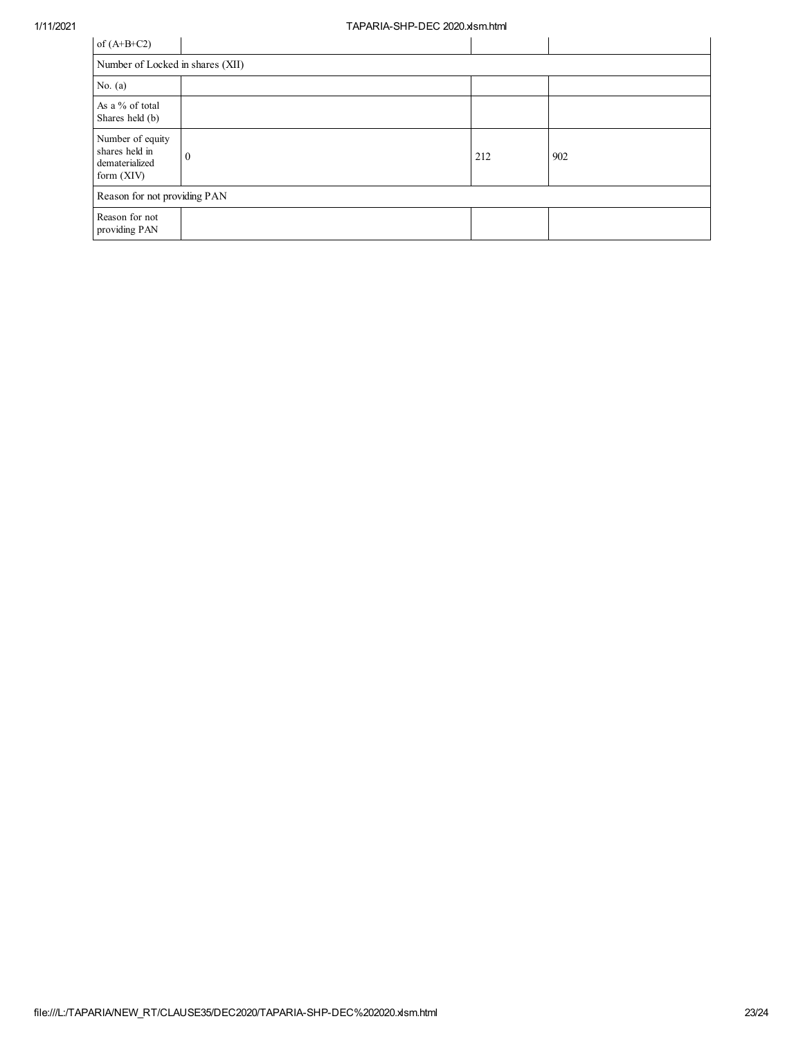| of (A+B+C2) | | | |
|---|---|---|---|
| Number of Locked in shares (XII) | | | |
| No. (a) | | | |
| As a % of total Shares held (b) | | | |
| Number of equity shares held in dematerialized form (XIV) | 0 | 212 | 902 |
| Reason for not providing PAN | | | |
| Reason for not providing PAN | | | |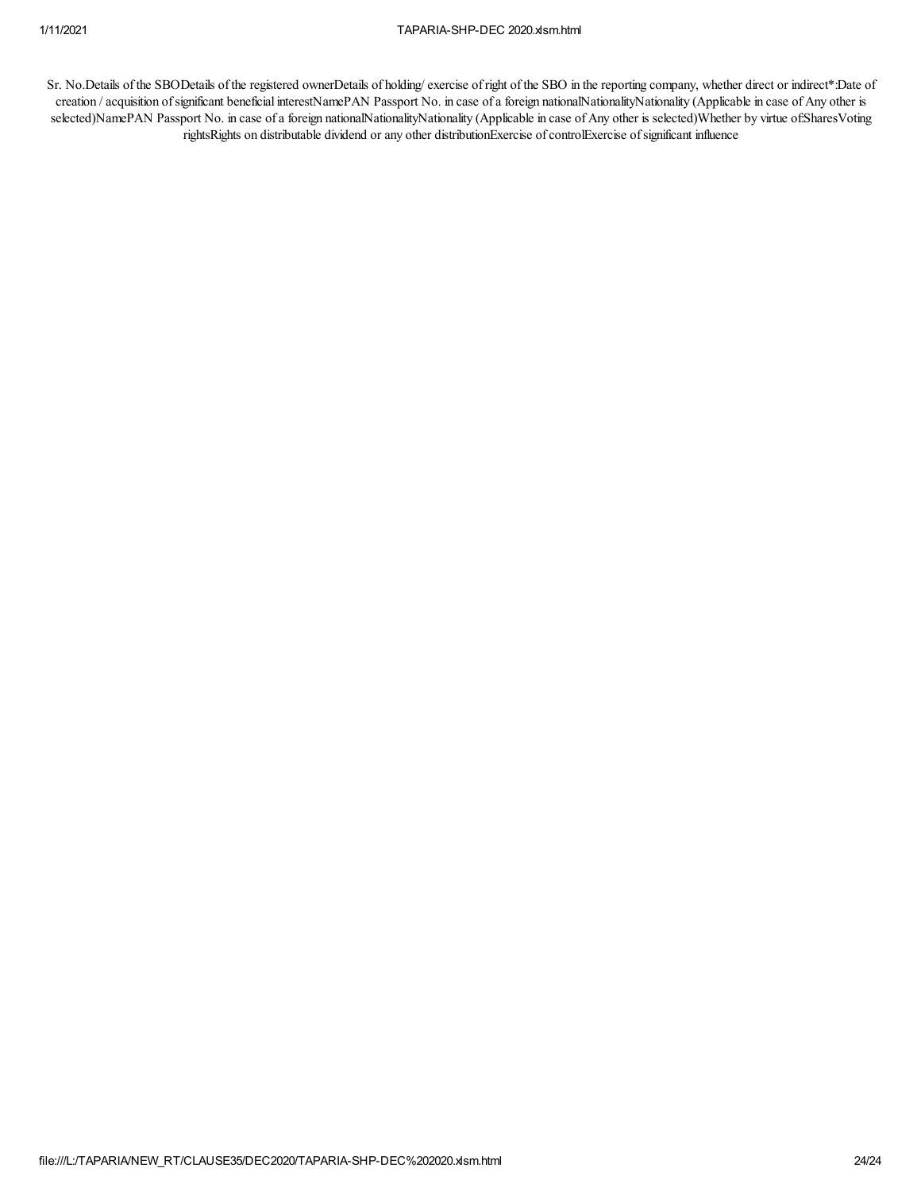Sr. No.Details of the SBODetails of the registered ownerDetails of holding/ exercise of right of the SBO in the reporting company, whether direct or indirect*:Date of creation / acquisition of significant beneficial interestNamePAN Passport No. in case of a foreign nationalNationalityNationality (Applicable in case of Any other is selected)NamePAN Passport No. in case of a foreign nationalNationalityNationality (Applicable in case of Any other is selected)Whether by virtue of:SharesVoting rightsRights on distributable dividend or any other distributionExercise of controlExercise of significant influence